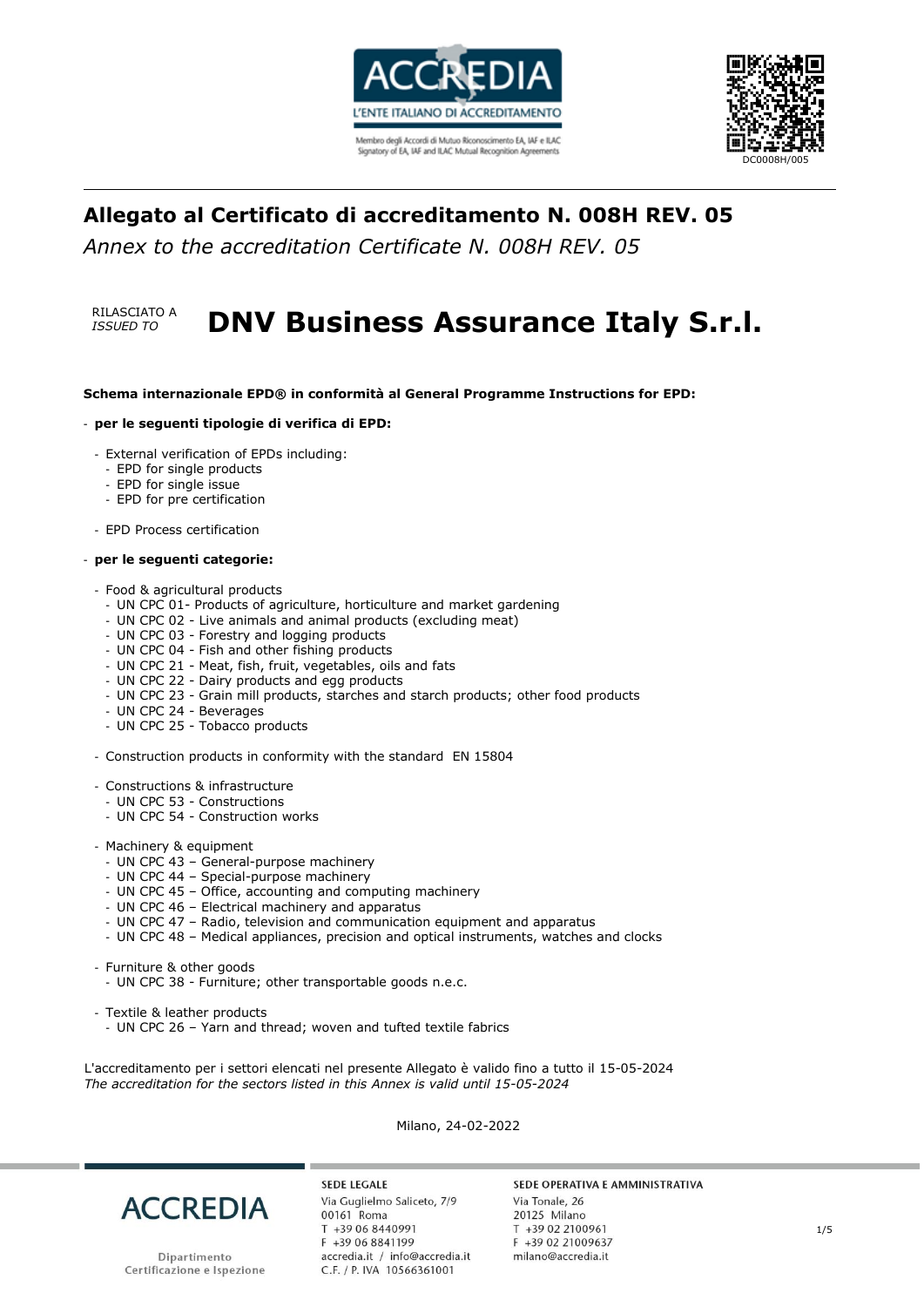ACCREDIA
L'ENTE ITALIANO DI ACCREDITAMENTO
Membro degli Accordi di Mutuo Riconoscimento EA, IAF e ILAC
Signatory of EA, IAF and ILAC Mutual Recognition Agreements

DC0008H/005

## Allegato al Certificato di accreditamento N. 008H REV. 05

*Annex to the accreditation Certificate N. 008H REV. 05*

RILASCIATO A
*ISSUED TO*

# DNV Business Assurance Italy S.r.l.

**Schema internazionale EPD® in conformità al General Programme Instructions for EPD:**

- **per le seguenti tipologie di verifica di EPD:**
  - External verification of EPDs including:
    - EPD for single products
    - EPD for single issue
    - EPD for pre certification
  - EPD Process certification

- **per le seguenti categorie:**
  - Food & agricultural products
    - UN CPC 01- Products of agriculture, horticulture and market gardening
    - UN CPC 02 - Live animals and animal products (excluding meat)
    - UN CPC 03 - Forestry and logging products
    - UN CPC 04 - Fish and other fishing products
    - UN CPC 21 - Meat, fish, fruit, vegetables, oils and fats
    - UN CPC 22 - Dairy products and egg products
    - UN CPC 23 - Grain mill products, starches and starch products; other food products
    - UN CPC 24 - Beverages
    - UN CPC 25 - Tobacco products
  - Construction products in conformity with the standard EN 15804
  - Constructions & infrastructure
    - UN CPC 53 - Constructions
    - UN CPC 54 - Construction works
  - Machinery & equipment
    - UN CPC 43 – General-purpose machinery
    - UN CPC 44 – Special-purpose machinery
    - UN CPC 45 – Office, accounting and computing machinery
    - UN CPC 46 – Electrical machinery and apparatus
    - UN CPC 47 – Radio, television and communication equipment and apparatus
    - UN CPC 48 – Medical appliances, precision and optical instruments, watches and clocks
  - Furniture & other goods
    - UN CPC 38 - Furniture; other transportable goods n.e.c.
  - Textile & leather products
    - UN CPC 26 – Yarn and thread; woven and tufted textile fabrics

L'accreditamento per i settori elencati nel presente Allegato è valido fino a tutto il 15-05-2024
*The accreditation for the sectors listed in this Annex is valid until 15-05-2024*

Milano, 24-02-2022

ACCREDIA
Dipartimento Certificazione e Ispezione

SEDE LEGALE
Via Guglielmo Saliceto, 7/9
00161 Roma
T +39 06 8440991
F +39 06 8841199
accredia.it / info@accredia.it
C.F. / P. IVA 10566361001

SEDE OPERATIVA E AMMINISTRATIVA
Via Tonale, 26
20125 Milano
T +39 02 2100961
F +39 02 21009637
milano@accredia.it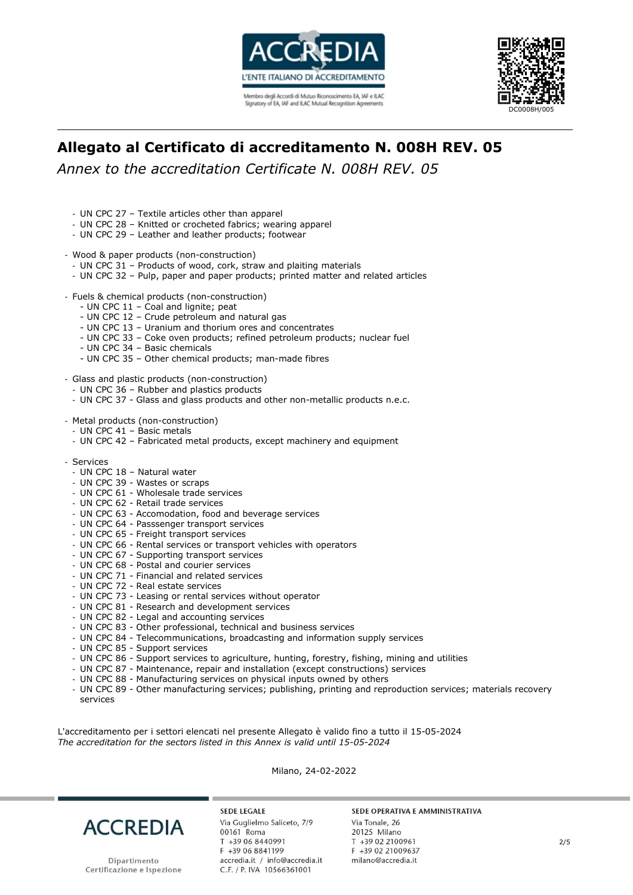## Allegato al Certificato di accreditamento N. 008H REV. 05

*Annex to the accreditation Certificate N. 008H REV. 05*

- UN CPC 27 – Textile articles other than apparel
- UN CPC 28 – Knitted or crocheted fabrics; wearing apparel
- UN CPC 29 – Leather and leather products; footwear

- Wood & paper products (non-construction)
  - UN CPC 31 – Products of wood, cork, straw and plaiting materials
  - UN CPC 32 – Pulp, paper and paper products; printed matter and related articles

- Fuels & chemical products (non-construction)
  - UN CPC 11 – Coal and lignite; peat
  - UN CPC 12 – Crude petroleum and natural gas
  - UN CPC 13 – Uranium and thorium ores and concentrates
  - UN CPC 33 – Coke oven products; refined petroleum products; nuclear fuel
  - UN CPC 34 – Basic chemicals
  - UN CPC 35 – Other chemical products; man-made fibres

- Glass and plastic products (non-construction)
  - UN CPC 36 – Rubber and plastics products
  - UN CPC 37 - Glass and glass products and other non-metallic products n.e.c.

- Metal products (non-construction)
  - UN CPC 41 – Basic metals
  - UN CPC 42 – Fabricated metal products, except machinery and equipment

- Services
  - UN CPC 18 – Natural water
  - UN CPC 39 - Wastes or scraps
  - UN CPC 61 - Wholesale trade services
  - UN CPC 62 - Retail trade services
  - UN CPC 63 - Accomodation, food and beverage services
  - UN CPC 64 - Passsenger transport services
  - UN CPC 65 - Freight transport services
  - UN CPC 66 - Rental services or transport vehicles with operators
  - UN CPC 67 - Supporting transport services
  - UN CPC 68 - Postal and courier services
  - UN CPC 71 - Financial and related services
  - UN CPC 72 - Real estate services
  - UN CPC 73 - Leasing or rental services without operator
  - UN CPC 81 - Research and development services
  - UN CPC 82 - Legal and accounting services
  - UN CPC 83 - Other professional, technical and business services
  - UN CPC 84 - Telecommunications, broadcasting and information supply services
  - UN CPC 85 - Support services
  - UN CPC 86 - Support services to agriculture, hunting, forestry, fishing, mining and utilities
  - UN CPC 87 - Maintenance, repair and installation (except constructions) services
  - UN CPC 88 - Manufacturing services on physical inputs owned by others
  - UN CPC 89 - Other manufacturing services; publishing, printing and reproduction services; materials recovery services

L'accreditamento per i settori elencati nel presente Allegato è valido fino a tutto il 15-05-2024
*The accreditation for the sectors listed in this Annex is valid until 15-05-2024*

Milano, 24-02-2022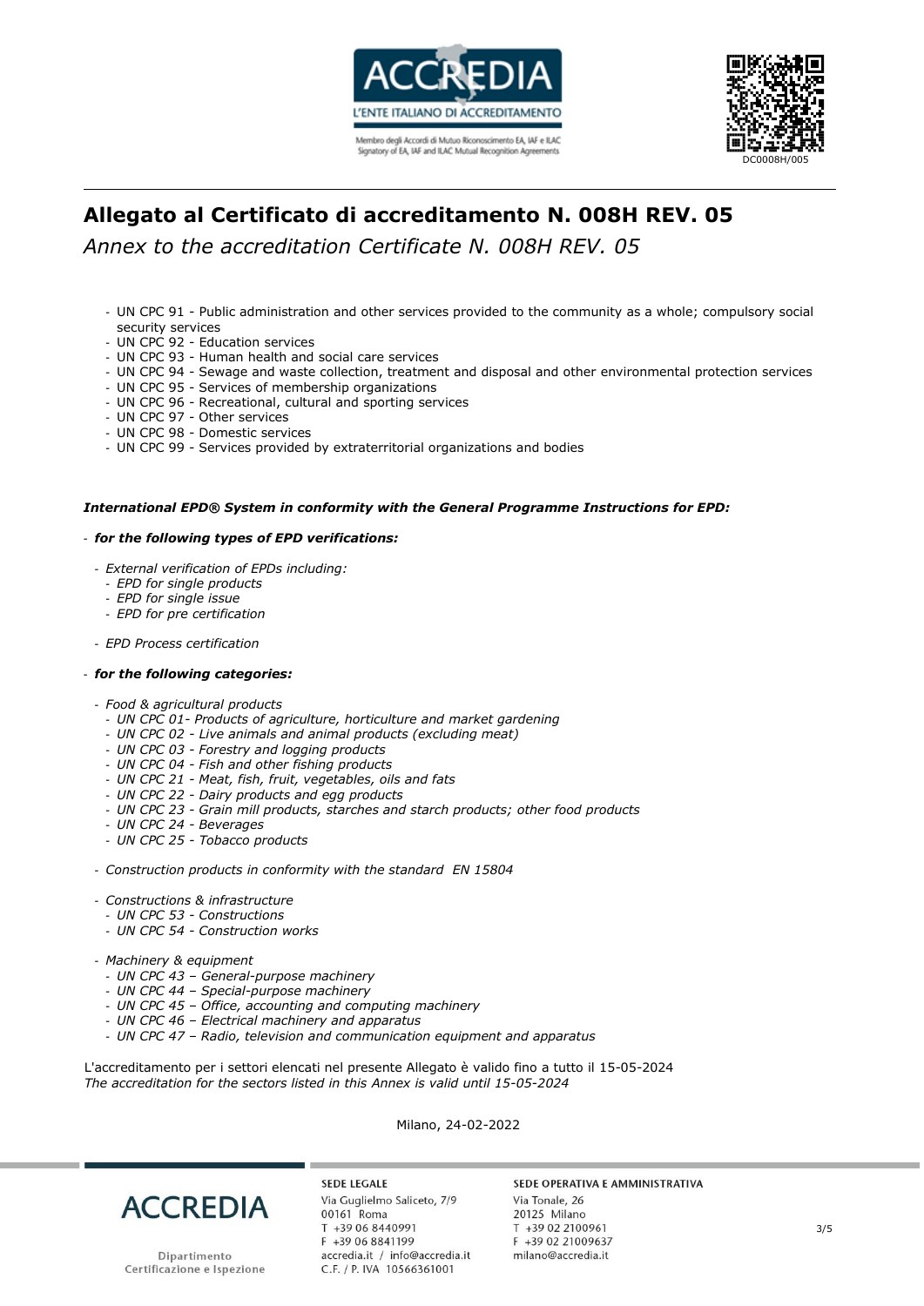# Allegato al Certificato di accreditamento N. 008H REV. 05

*Annex to the accreditation Certificate N. 008H REV. 05*

- UN CPC 91 - Public administration and other services provided to the community as a whole; compulsory social security services
- UN CPC 92 - Education services
- UN CPC 93 - Human health and social care services
- UN CPC 94 - Sewage and waste collection, treatment and disposal and other environmental protection services
- UN CPC 95 - Services of membership organizations
- UN CPC 96 - Recreational, cultural and sporting services
- UN CPC 97 - Other services
- UN CPC 98 - Domestic services
- UN CPC 99 - Services provided by extraterritorial organizations and bodies

***International EPD® System in conformity with the General Programme Instructions for EPD:***

- ***for the following types of EPD verifications:***
  - *External verification of EPDs including:*
    - *EPD for single products*
    - *EPD for single issue*
    - *EPD for pre certification*
  - *EPD Process certification*

- ***for the following categories:***
  - *Food & agricultural products*
    - *UN CPC 01- Products of agriculture, horticulture and market gardening*
    - *UN CPC 02 - Live animals and animal products (excluding meat)*
    - *UN CPC 03 - Forestry and logging products*
    - *UN CPC 04 - Fish and other fishing products*
    - *UN CPC 21 - Meat, fish, fruit, vegetables, oils and fats*
    - *UN CPC 22 - Dairy products and egg products*
    - *UN CPC 23 - Grain mill products, starches and starch products; other food products*
    - *UN CPC 24 - Beverages*
    - *UN CPC 25 - Tobacco products*
  - *Construction products in conformity with the standard EN 15804*
  - *Constructions & infrastructure*
    - *UN CPC 53 - Constructions*
    - *UN CPC 54 - Construction works*
  - *Machinery & equipment*
    - *UN CPC 43 – General-purpose machinery*
    - *UN CPC 44 – Special-purpose machinery*
    - *UN CPC 45 – Office, accounting and computing machinery*
    - *UN CPC 46 – Electrical machinery and apparatus*
    - *UN CPC 47 – Radio, television and communication equipment and apparatus*

L'accreditamento per i settori elencati nel presente Allegato è valido fino a tutto il 15-05-2024
*The accreditation for the sectors listed in this Annex is valid until 15-05-2024*

Milano, 24-02-2022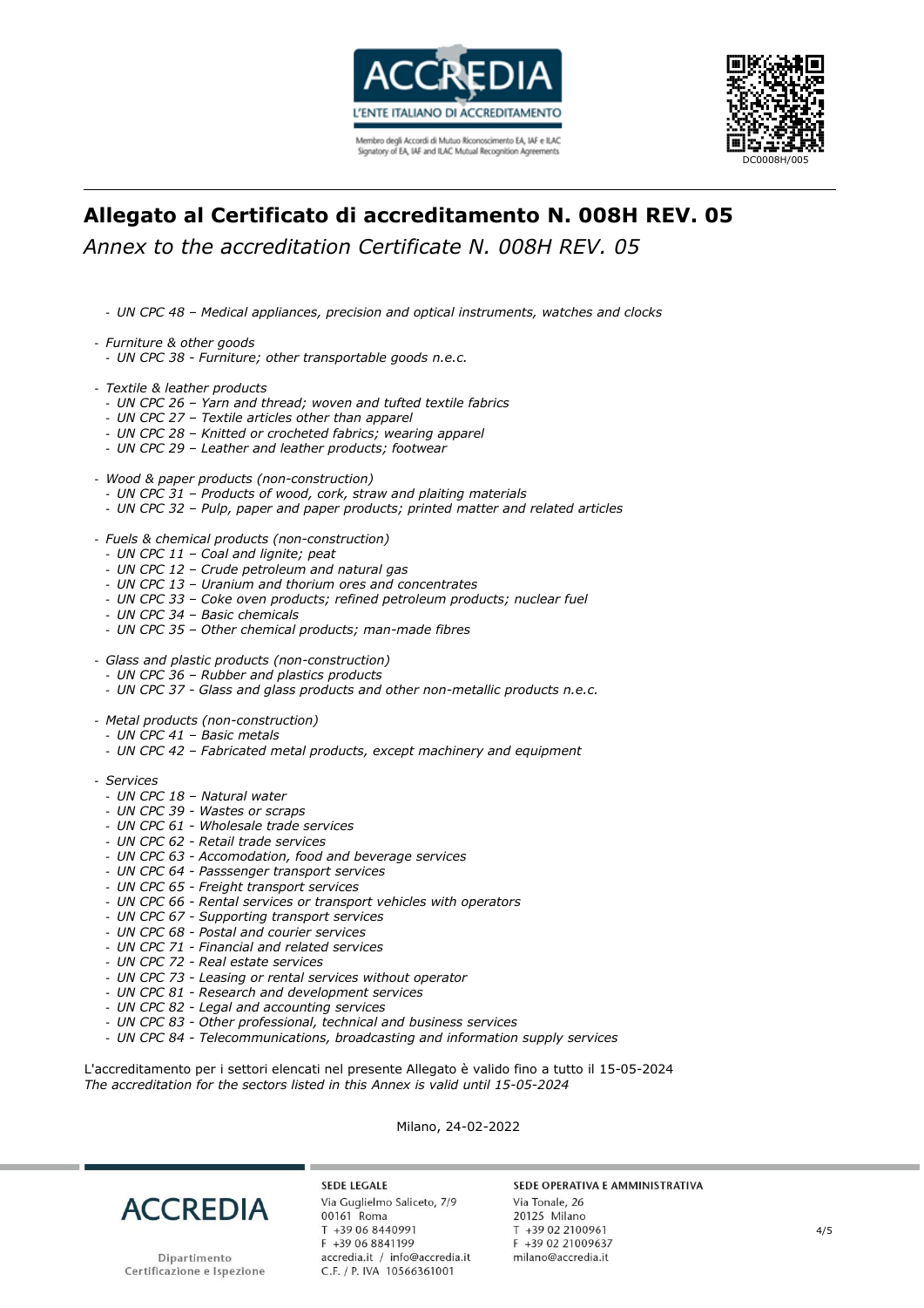## Allegato al Certificato di accreditamento N. 008H REV. 05

*Annex to the accreditation Certificate N. 008H REV. 05*

- *UN CPC 48 – Medical appliances, precision and optical instruments, watches and clocks*

- *Furniture & other goods*
  - *UN CPC 38 - Furniture; other transportable goods n.e.c.*

- *Textile & leather products*
  - *UN CPC 26 – Yarn and thread; woven and tufted textile fabrics*
  - *UN CPC 27 – Textile articles other than apparel*
  - *UN CPC 28 – Knitted or crocheted fabrics; wearing apparel*
  - *UN CPC 29 – Leather and leather products; footwear*

- *Wood & paper products (non-construction)*
  - *UN CPC 31 – Products of wood, cork, straw and plaiting materials*
  - *UN CPC 32 – Pulp, paper and paper products; printed matter and related articles*

- *Fuels & chemical products (non-construction)*
  - *UN CPC 11 – Coal and lignite; peat*
  - *UN CPC 12 – Crude petroleum and natural gas*
  - *UN CPC 13 – Uranium and thorium ores and concentrates*
  - *UN CPC 33 – Coke oven products; refined petroleum products; nuclear fuel*
  - *UN CPC 34 – Basic chemicals*
  - *UN CPC 35 – Other chemical products; man-made fibres*

- *Glass and plastic products (non-construction)*
  - *UN CPC 36 – Rubber and plastics products*
  - *UN CPC 37 - Glass and glass products and other non-metallic products n.e.c.*

- *Metal products (non-construction)*
  - *UN CPC 41 – Basic metals*
  - *UN CPC 42 – Fabricated metal products, except machinery and equipment*

- *Services*
  - *UN CPC 18 – Natural water*
  - *UN CPC 39 - Wastes or scraps*
  - *UN CPC 61 - Wholesale trade services*
  - *UN CPC 62 - Retail trade services*
  - *UN CPC 63 - Accomodation, food and beverage services*
  - *UN CPC 64 - Passsenger transport services*
  - *UN CPC 65 - Freight transport services*
  - *UN CPC 66 - Rental services or transport vehicles with operators*
  - *UN CPC 67 - Supporting transport services*
  - *UN CPC 68 - Postal and courier services*
  - *UN CPC 71 - Financial and related services*
  - *UN CPC 72 - Real estate services*
  - *UN CPC 73 - Leasing or rental services without operator*
  - *UN CPC 81 - Research and development services*
  - *UN CPC 82 - Legal and accounting services*
  - *UN CPC 83 - Other professional, technical and business services*
  - *UN CPC 84 - Telecommunications, broadcasting and information supply services*

L'accreditamento per i settori elencati nel presente Allegato è valido fino a tutto il 15-05-2024
*The accreditation for the sectors listed in this Annex is valid until 15-05-2024*

Milano, 24-02-2022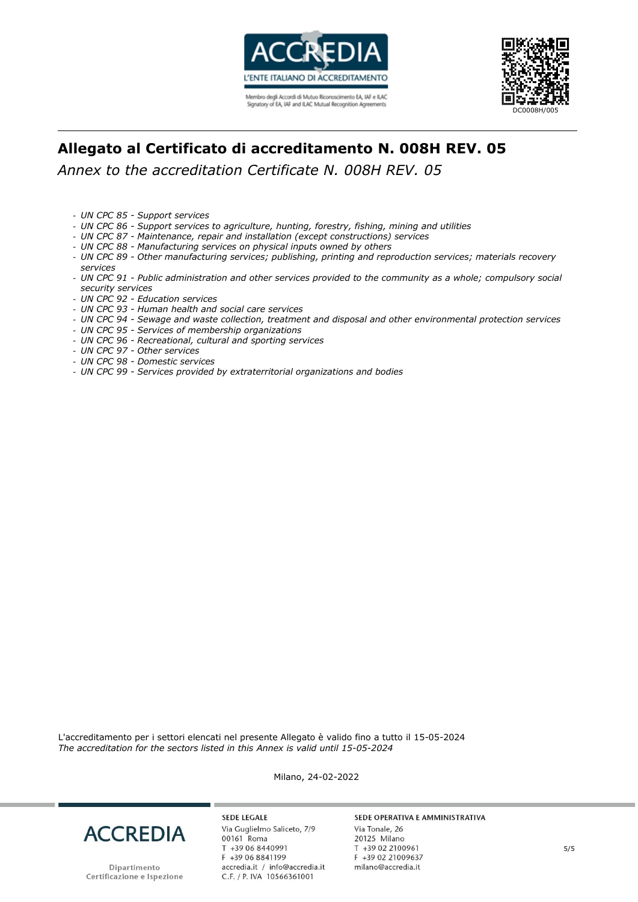## Allegato al Certificato di accreditamento N. 008H REV. 05

*Annex to the accreditation Certificate N. 008H REV. 05*

- *UN CPC 85 - Support services*
- *UN CPC 86 - Support services to agriculture, hunting, forestry, fishing, mining and utilities*
- *UN CPC 87 - Maintenance, repair and installation (except constructions) services*
- *UN CPC 88 - Manufacturing services on physical inputs owned by others*
- *UN CPC 89 - Other manufacturing services; publishing, printing and reproduction services; materials recovery services*
- *UN CPC 91 - Public administration and other services provided to the community as a whole; compulsory social security services*
- *UN CPC 92 - Education services*
- *UN CPC 93 - Human health and social care services*
- *UN CPC 94 - Sewage and waste collection, treatment and disposal and other environmental protection services*
- *UN CPC 95 - Services of membership organizations*
- *UN CPC 96 - Recreational, cultural and sporting services*
- *UN CPC 97 - Other services*
- *UN CPC 98 - Domestic services*
- *UN CPC 99 - Services provided by extraterritorial organizations and bodies*

L'accreditamento per i settori elencati nel presente Allegato è valido fino a tutto il 15-05-2024
*The accreditation for the sectors listed in this Annex is valid until 15-05-2024*

Milano, 24-02-2022